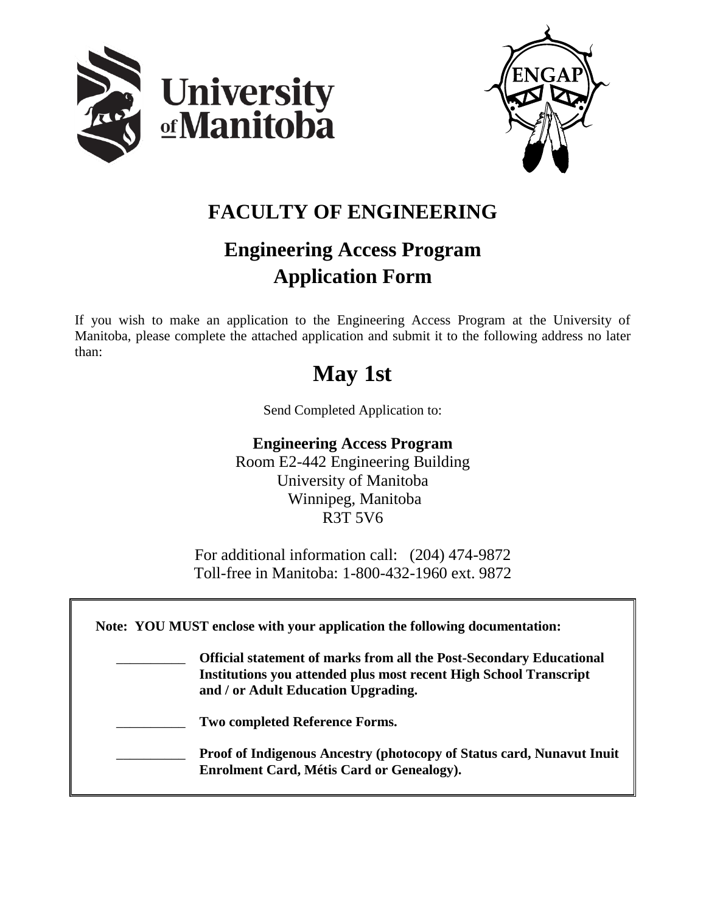# FACULTY OF ENGINEERING

## Engineering Access Program
## Application Form

If you wish to make an application to the Engineering Access Program at the University of Manitoba, please complete the attached application and submit it to the following address no later than:

# May 1st

Send Completed Application to:

**Engineering Access Program**
Room E2-442 Engineering Building
University of Manitoba
Winnipeg, Manitoba
R3T 5V6

For additional information call: (204) 474-9872
Toll-free in Manitoba: 1-800-432-1960 ext. 9872

**Note: YOU MUST enclose with your application the following documentation:**

__________ **Official statement of marks from all the Post-Secondary Educational Institutions you attended plus most recent High School Transcript and / or Adult Education Upgrading.**

__________ **Two completed Reference Forms.**

__________ **Proof of Indigenous Ancestry (photocopy of Status card, Nunavut Inuit Enrolment Card, Métis Card or Genealogy).**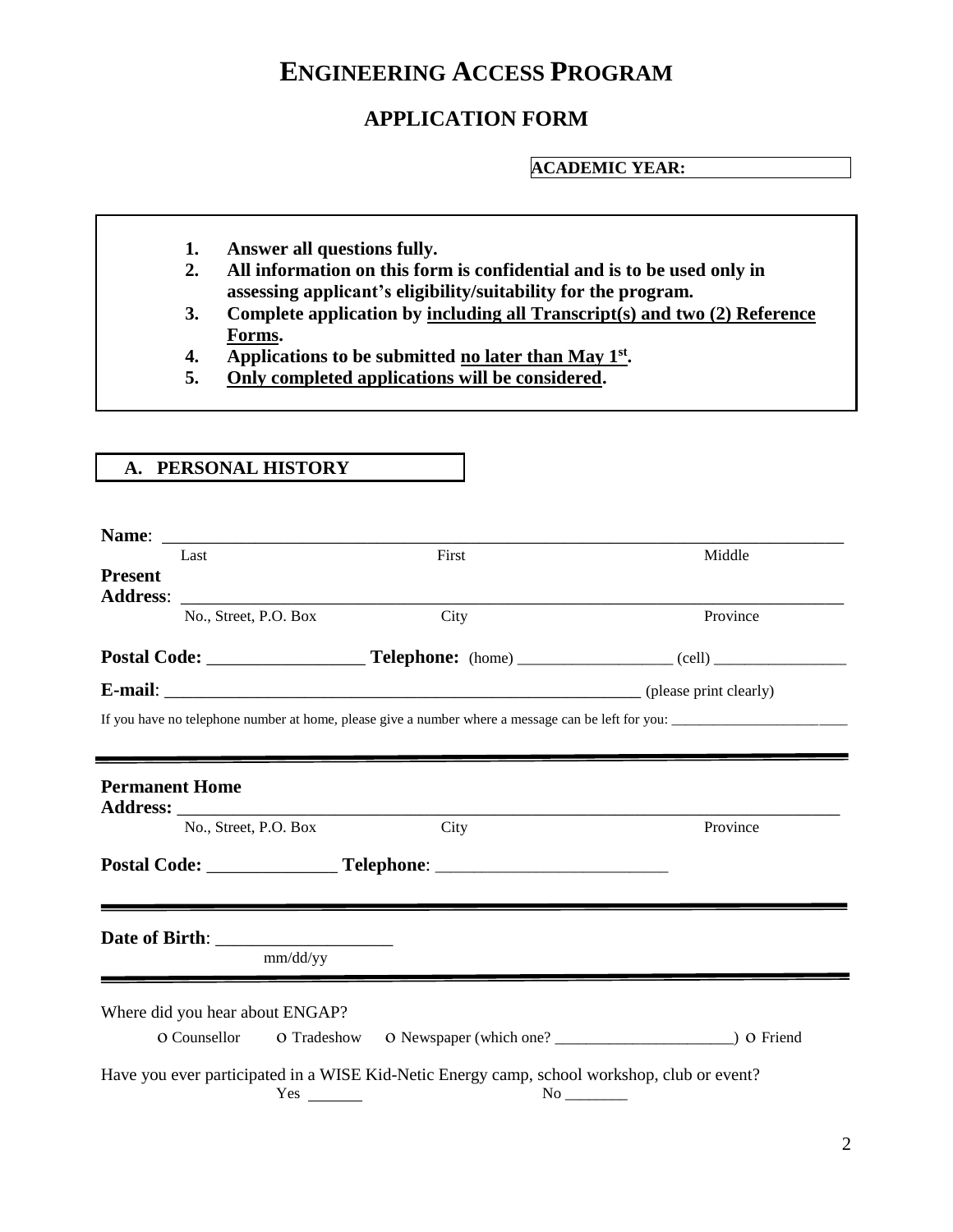# ENGINEERING ACCESS PROGRAM

## APPLICATION FORM

**ACADEMIC YEAR:**

1. **Answer all questions fully.**
2. **All information on this form is confidential and is to be used only in assessing applicant's eligibility/suitability for the program.**
3. **Complete application by including all Transcript(s) and two (2) Reference Forms.**
4. **Applications to be submitted no later than May 1st.**
5. **Only completed applications will be considered.**

## A. PERSONAL HISTORY

**Name**: ______________________________________________________________________________
Last — First — Middle

**Present Address**: ______________________________________________________________________
No., Street, P.O. Box — City — Province

**Postal Code:** _________________ **Telephone:** (home) ___________________ (cell) ________________

**E-mail**: ________________________________________________________ (please print clearly)

If you have no telephone number at home, please give a number where a message can be left for you: ____________________________

---

**Permanent Home Address:** ______________________________________________________________
No., Street, P.O. Box — City — Province

**Postal Code:** ______________ **Telephone**: ___________________________

---

**Date of Birth**: ____________________
mm/dd/yy

---

Where did you hear about ENGAP?

o Counsellor   o Tradeshow   o Newspaper (which one? ______________________)   o Friend

Have you ever participated in a WISE Kid-Netic Energy camp, school workshop, club or event?

Yes _______   No ________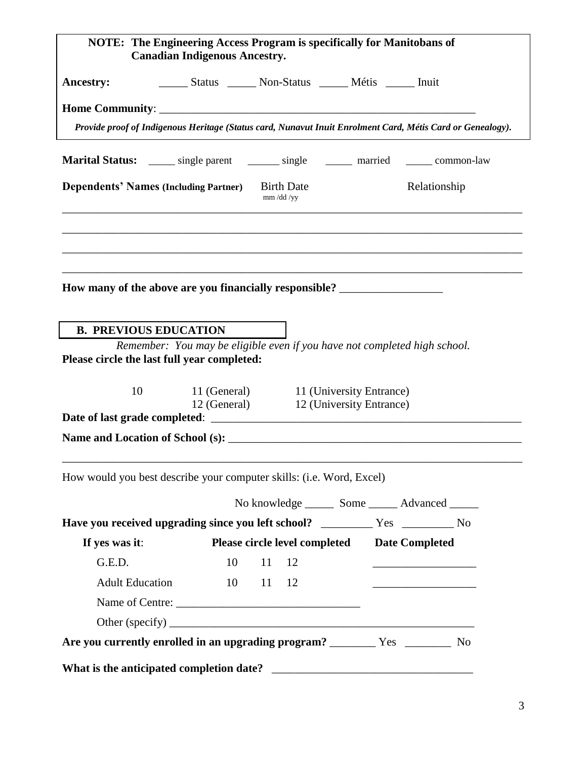**NOTE: The Engineering Access Program is specifically for Manitobans of Canadian Indigenous Ancestry.**

**Ancestry:** _____ Status _____ Non-Status _____ Métis _____ Inuit

**Home Community**: ___________________________________________________________

***Provide proof of Indigenous Heritage (Status card, Nunavut Inuit Enrolment Card, Métis Card or Genealogy).***

**Marital Status:** _____ single parent ______ single _____ married _____ common-law

| **Dependents' Names (Including Partner)** | Birth Date (mm /dd /yy) | Relationship |
|---|---|---|
| | | |
| | | |
| | | |
| | | |

**How many of the above are you financially responsible?** __________________

## B. PREVIOUS EDUCATION

*Remember: You may be eligible even if you have not completed high school.*

**Please circle the last full year completed:**

10 &nbsp;&nbsp; 11 (General) &nbsp;&nbsp; 11 (University Entrance)
12 (General) &nbsp;&nbsp; 12 (University Entrance)

**Date of last grade completed**: _______________________________________________________

**Name and Location of School (s):** _____________________________________________________

_______________________________________________________________________________

How would you best describe your computer skills: (i.e. Word, Excel)

No knowledge _____ Some _____ Advanced _____

**Have you received upgrading since you left school?** _________ Yes _________ No

| **If yes was it**: | **Please circle level completed** | **Date Completed** |
|---|---|---|
| G.E.D. | 10 11 12 | __________________ |
| Adult Education | 10 11 12 | __________________ |

Name of Centre: ________________________________

Other (specify) ______________________________________________________

**Are you currently enrolled in an upgrading program?** ________ Yes ________ No

**What is the anticipated completion date?** _________________________________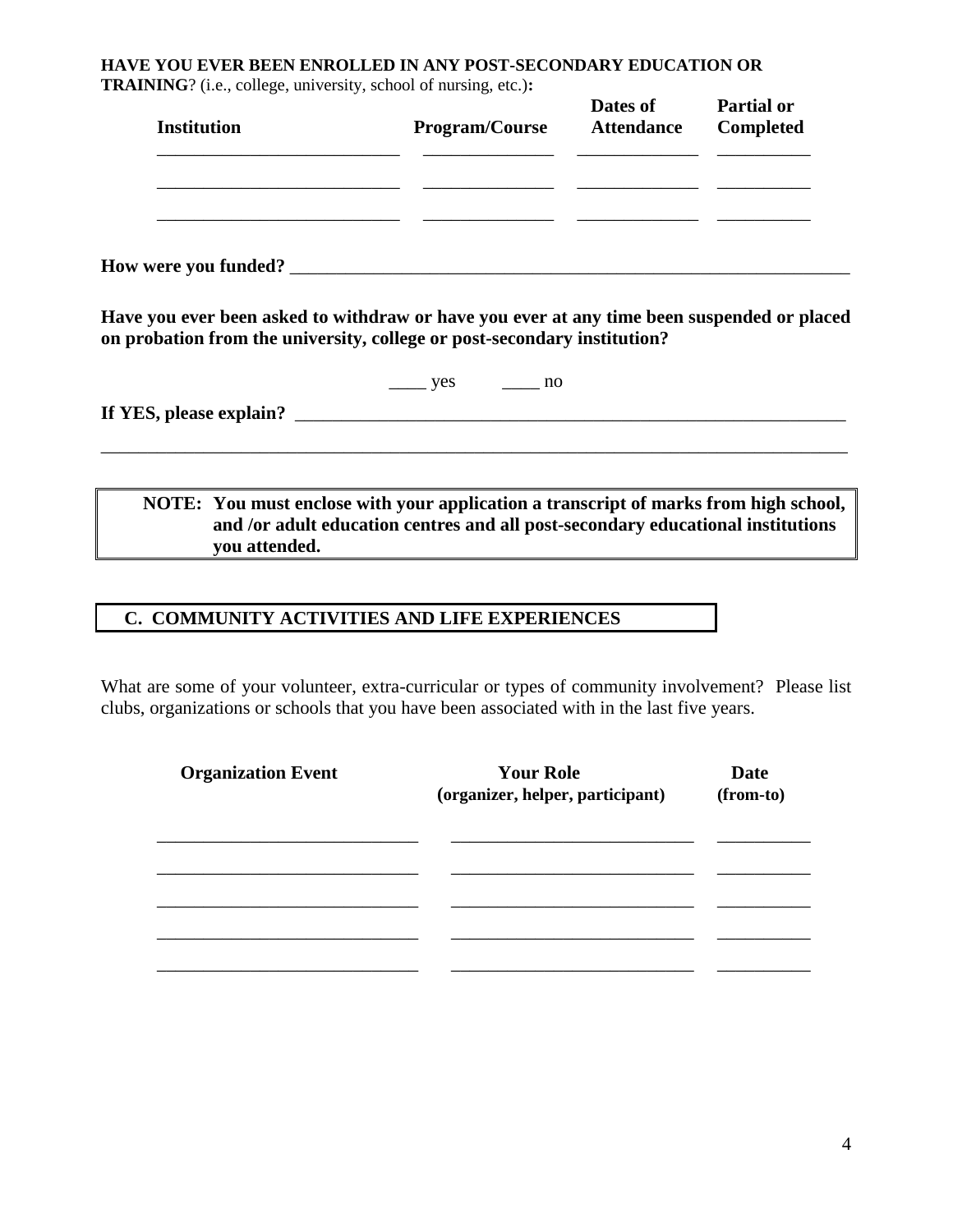**HAVE YOU EVER BEEN ENROLLED IN ANY POST-SECONDARY EDUCATION OR TRAINING**? (i.e., college, university, school of nursing, etc.)**:**

| Institution | Program/Course | Dates of Attendance | Partial or Completed |
|---|---|---|---|
| ___________________________ | ______________ | _____________ | __________ |
| ___________________________ | ______________ | _____________ | __________ |
| ___________________________ | ______________ | _____________ | __________ |

**How were you funded?** ______________________________________________________________

**Have you ever been asked to withdraw or have you ever at any time been suspended or placed on probation from the university, college or post-secondary institution?**

____ yes ____ no

**If YES, please explain?** ___________________________________________________________

_______________________________________________________________________________

> **NOTE: You must enclose with your application a transcript of marks from high school, and /or adult education centres and all post-secondary educational institutions you attended.**

## C. COMMUNITY ACTIVITIES AND LIFE EXPERIENCES

What are some of your volunteer, extra-curricular or types of community involvement? Please list clubs, organizations or schools that you have been associated with in the last five years.

| Organization Event | Your Role (organizer, helper, participant) | Date (from-to) |
|---|---|---|
| _____________________________ | ___________________________ | __________ |
| _____________________________ | ___________________________ | __________ |
| _____________________________ | ___________________________ | __________ |
| _____________________________ | ___________________________ | __________ |
| _____________________________ | ___________________________ | __________ |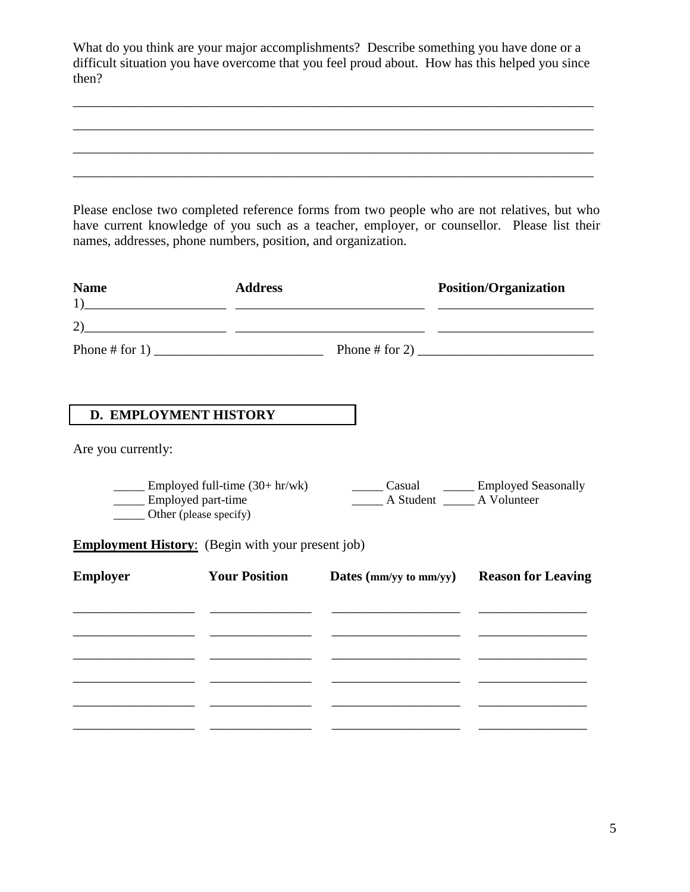What do you think are your major accomplishments? Describe something you have done or a difficult situation you have overcome that you feel proud about. How has this helped you since then?

_______________________________________________________________________________

_______________________________________________________________________________

_______________________________________________________________________________

_______________________________________________________________________________

Please enclose two completed reference forms from two people who are not relatives, but who have current knowledge of you such as a teacher, employer, or counsellor. Please list their names, addresses, phone numbers, position, and organization.

| Name | Address | Position/Organization |
|---|---|---|
| 1)_____________________ | ____________________________ | _______________________ |
| 2)_____________________ | ____________________________ | _______________________ |

Phone # for 1) _________________________ Phone # for 2) __________________________

## D. EMPLOYMENT HISTORY

Are you currently:

_____ Employed full-time (30+ hr/wk)
_____ Employed part-time
_____ Other (please specify)
_____ Casual
_____ Employed Seasonally
_____ A Student
_____ A Volunteer

**Employment History**: (Begin with your present job)

| Employer | Your Position | Dates (mm/yy to mm/yy) | Reason for Leaving |
|---|---|---|---|
| | | | |
| | | | |
| | | | |
| | | | |
| | | | |
| | | | |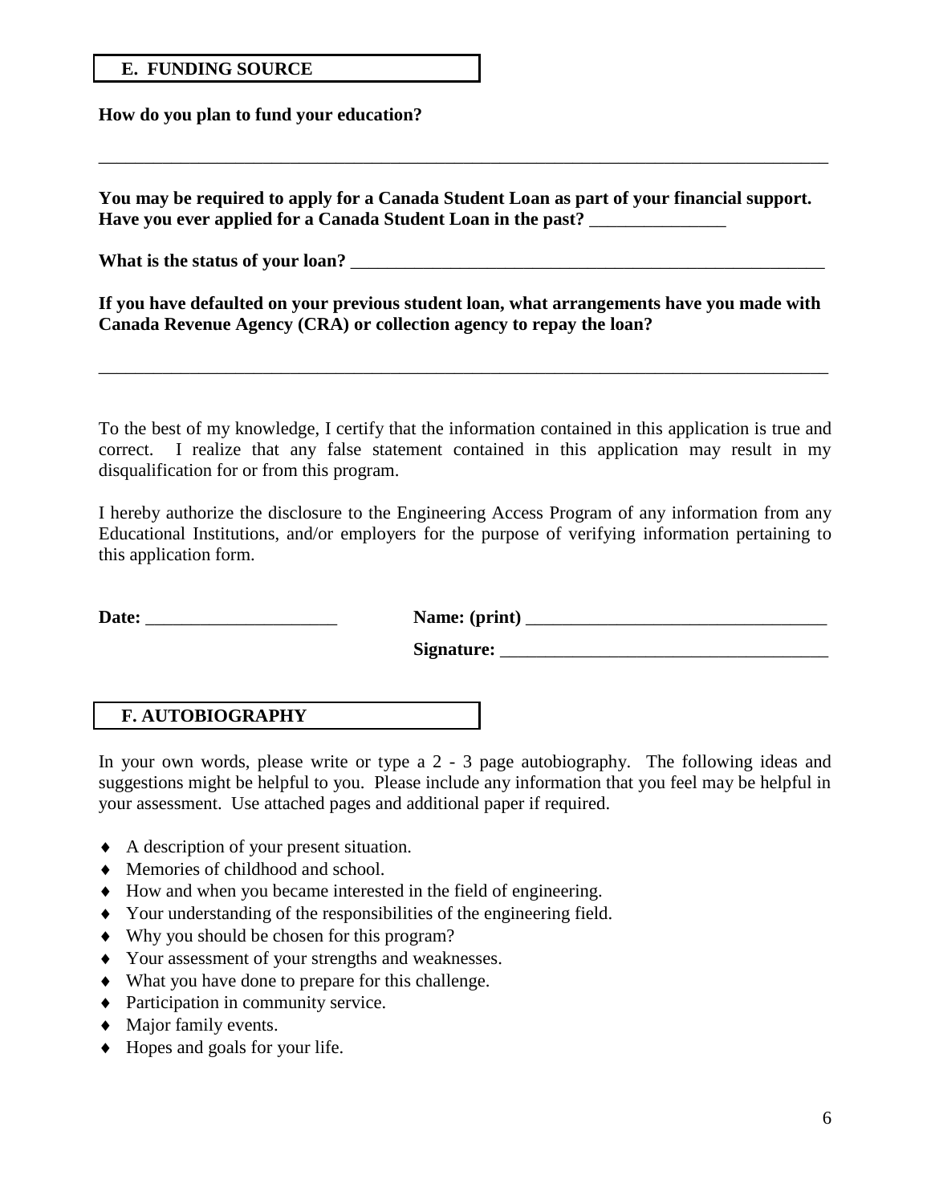## E. FUNDING SOURCE

**How do you plan to fund your education?**

___________________________________________________________________________________

**You may be required to apply for a Canada Student Loan as part of your financial support. Have you ever applied for a Canada Student Loan in the past?** _______________

**What is the status of your loan?** _______________________________________________________

**If you have defaulted on your previous student loan, what arrangements have you made with Canada Revenue Agency (CRA) or collection agency to repay the loan?**

___________________________________________________________________________________

To the best of my knowledge, I certify that the information contained in this application is true and correct. I realize that any false statement contained in this application may result in my disqualification for or from this program.

I hereby authorize the disclosure to the Engineering Access Program of any information from any Educational Institutions, and/or employers for the purpose of verifying information pertaining to this application form.

**Date:** _____________________ **Name: (print)** __________________________________

**Signature:** ____________________________________

## F. AUTOBIOGRAPHY

In your own words, please write or type a 2 - 3 page autobiography. The following ideas and suggestions might be helpful to you. Please include any information that you feel may be helpful in your assessment. Use attached pages and additional paper if required.

- A description of your present situation.
- Memories of childhood and school.
- How and when you became interested in the field of engineering.
- Your understanding of the responsibilities of the engineering field.
- Why you should be chosen for this program?
- Your assessment of your strengths and weaknesses.
- What you have done to prepare for this challenge.
- Participation in community service.
- Major family events.
- Hopes and goals for your life.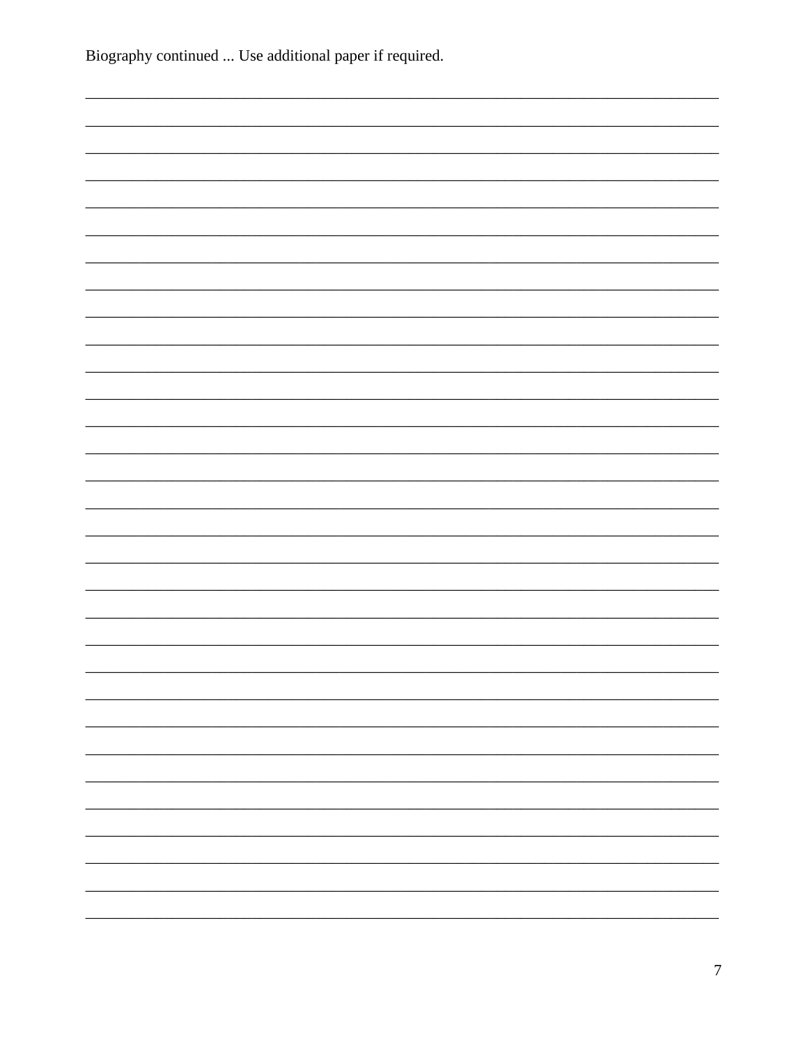Biography continued ... Use additional paper if required.

___________________________________________________________________________

___________________________________________________________________________

___________________________________________________________________________

___________________________________________________________________________

___________________________________________________________________________

___________________________________________________________________________

___________________________________________________________________________

___________________________________________________________________________

___________________________________________________________________________

___________________________________________________________________________

___________________________________________________________________________

___________________________________________________________________________

___________________________________________________________________________

___________________________________________________________________________

___________________________________________________________________________

___________________________________________________________________________

___________________________________________________________________________

___________________________________________________________________________

___________________________________________________________________________

___________________________________________________________________________

___________________________________________________________________________

___________________________________________________________________________

___________________________________________________________________________

___________________________________________________________________________

___________________________________________________________________________

___________________________________________________________________________

___________________________________________________________________________

___________________________________________________________________________

___________________________________________________________________________

___________________________________________________________________________

___________________________________________________________________________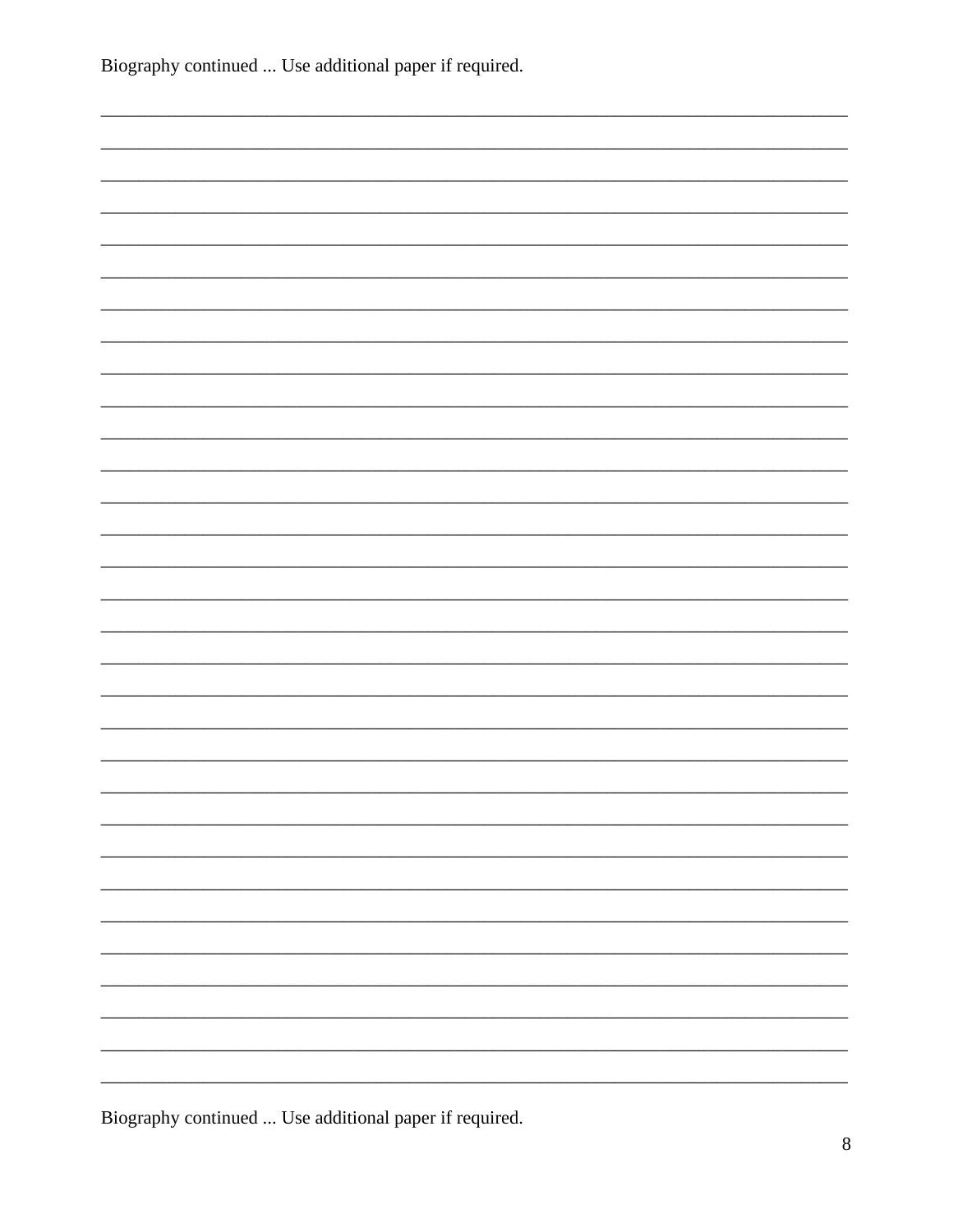Biography continued ... Use additional paper if required.

\_\_\_\_\_\_\_\_\_\_\_\_\_\_\_\_\_\_\_\_\_\_\_\_\_\_\_\_\_\_\_\_\_\_\_\_\_\_\_\_\_\_\_\_\_\_\_\_\_\_\_\_\_\_\_\_\_\_\_\_\_\_\_\_\_\_\_\_\_\_\_\_\_\_\_\_\_\_

\_\_\_\_\_\_\_\_\_\_\_\_\_\_\_\_\_\_\_\_\_\_\_\_\_\_\_\_\_\_\_\_\_\_\_\_\_\_\_\_\_\_\_\_\_\_\_\_\_\_\_\_\_\_\_\_\_\_\_\_\_\_\_\_\_\_\_\_\_\_\_\_\_\_\_\_\_\_

\_\_\_\_\_\_\_\_\_\_\_\_\_\_\_\_\_\_\_\_\_\_\_\_\_\_\_\_\_\_\_\_\_\_\_\_\_\_\_\_\_\_\_\_\_\_\_\_\_\_\_\_\_\_\_\_\_\_\_\_\_\_\_\_\_\_\_\_\_\_\_\_\_\_\_\_\_\_

\_\_\_\_\_\_\_\_\_\_\_\_\_\_\_\_\_\_\_\_\_\_\_\_\_\_\_\_\_\_\_\_\_\_\_\_\_\_\_\_\_\_\_\_\_\_\_\_\_\_\_\_\_\_\_\_\_\_\_\_\_\_\_\_\_\_\_\_\_\_\_\_\_\_\_\_\_\_

\_\_\_\_\_\_\_\_\_\_\_\_\_\_\_\_\_\_\_\_\_\_\_\_\_\_\_\_\_\_\_\_\_\_\_\_\_\_\_\_\_\_\_\_\_\_\_\_\_\_\_\_\_\_\_\_\_\_\_\_\_\_\_\_\_\_\_\_\_\_\_\_\_\_\_\_\_\_

\_\_\_\_\_\_\_\_\_\_\_\_\_\_\_\_\_\_\_\_\_\_\_\_\_\_\_\_\_\_\_\_\_\_\_\_\_\_\_\_\_\_\_\_\_\_\_\_\_\_\_\_\_\_\_\_\_\_\_\_\_\_\_\_\_\_\_\_\_\_\_\_\_\_\_\_\_\_

\_\_\_\_\_\_\_\_\_\_\_\_\_\_\_\_\_\_\_\_\_\_\_\_\_\_\_\_\_\_\_\_\_\_\_\_\_\_\_\_\_\_\_\_\_\_\_\_\_\_\_\_\_\_\_\_\_\_\_\_\_\_\_\_\_\_\_\_\_\_\_\_\_\_\_\_\_\_

\_\_\_\_\_\_\_\_\_\_\_\_\_\_\_\_\_\_\_\_\_\_\_\_\_\_\_\_\_\_\_\_\_\_\_\_\_\_\_\_\_\_\_\_\_\_\_\_\_\_\_\_\_\_\_\_\_\_\_\_\_\_\_\_\_\_\_\_\_\_\_\_\_\_\_\_\_\_

\_\_\_\_\_\_\_\_\_\_\_\_\_\_\_\_\_\_\_\_\_\_\_\_\_\_\_\_\_\_\_\_\_\_\_\_\_\_\_\_\_\_\_\_\_\_\_\_\_\_\_\_\_\_\_\_\_\_\_\_\_\_\_\_\_\_\_\_\_\_\_\_\_\_\_\_\_\_

\_\_\_\_\_\_\_\_\_\_\_\_\_\_\_\_\_\_\_\_\_\_\_\_\_\_\_\_\_\_\_\_\_\_\_\_\_\_\_\_\_\_\_\_\_\_\_\_\_\_\_\_\_\_\_\_\_\_\_\_\_\_\_\_\_\_\_\_\_\_\_\_\_\_\_\_\_\_

\_\_\_\_\_\_\_\_\_\_\_\_\_\_\_\_\_\_\_\_\_\_\_\_\_\_\_\_\_\_\_\_\_\_\_\_\_\_\_\_\_\_\_\_\_\_\_\_\_\_\_\_\_\_\_\_\_\_\_\_\_\_\_\_\_\_\_\_\_\_\_\_\_\_\_\_\_\_

\_\_\_\_\_\_\_\_\_\_\_\_\_\_\_\_\_\_\_\_\_\_\_\_\_\_\_\_\_\_\_\_\_\_\_\_\_\_\_\_\_\_\_\_\_\_\_\_\_\_\_\_\_\_\_\_\_\_\_\_\_\_\_\_\_\_\_\_\_\_\_\_\_\_\_\_\_\_

\_\_\_\_\_\_\_\_\_\_\_\_\_\_\_\_\_\_\_\_\_\_\_\_\_\_\_\_\_\_\_\_\_\_\_\_\_\_\_\_\_\_\_\_\_\_\_\_\_\_\_\_\_\_\_\_\_\_\_\_\_\_\_\_\_\_\_\_\_\_\_\_\_\_\_\_\_\_

\_\_\_\_\_\_\_\_\_\_\_\_\_\_\_\_\_\_\_\_\_\_\_\_\_\_\_\_\_\_\_\_\_\_\_\_\_\_\_\_\_\_\_\_\_\_\_\_\_\_\_\_\_\_\_\_\_\_\_\_\_\_\_\_\_\_\_\_\_\_\_\_\_\_\_\_\_\_

\_\_\_\_\_\_\_\_\_\_\_\_\_\_\_\_\_\_\_\_\_\_\_\_\_\_\_\_\_\_\_\_\_\_\_\_\_\_\_\_\_\_\_\_\_\_\_\_\_\_\_\_\_\_\_\_\_\_\_\_\_\_\_\_\_\_\_\_\_\_\_\_\_\_\_\_\_\_

\_\_\_\_\_\_\_\_\_\_\_\_\_\_\_\_\_\_\_\_\_\_\_\_\_\_\_\_\_\_\_\_\_\_\_\_\_\_\_\_\_\_\_\_\_\_\_\_\_\_\_\_\_\_\_\_\_\_\_\_\_\_\_\_\_\_\_\_\_\_\_\_\_\_\_\_\_\_

\_\_\_\_\_\_\_\_\_\_\_\_\_\_\_\_\_\_\_\_\_\_\_\_\_\_\_\_\_\_\_\_\_\_\_\_\_\_\_\_\_\_\_\_\_\_\_\_\_\_\_\_\_\_\_\_\_\_\_\_\_\_\_\_\_\_\_\_\_\_\_\_\_\_\_\_\_\_

\_\_\_\_\_\_\_\_\_\_\_\_\_\_\_\_\_\_\_\_\_\_\_\_\_\_\_\_\_\_\_\_\_\_\_\_\_\_\_\_\_\_\_\_\_\_\_\_\_\_\_\_\_\_\_\_\_\_\_\_\_\_\_\_\_\_\_\_\_\_\_\_\_\_\_\_\_\_

\_\_\_\_\_\_\_\_\_\_\_\_\_\_\_\_\_\_\_\_\_\_\_\_\_\_\_\_\_\_\_\_\_\_\_\_\_\_\_\_\_\_\_\_\_\_\_\_\_\_\_\_\_\_\_\_\_\_\_\_\_\_\_\_\_\_\_\_\_\_\_\_\_\_\_\_\_\_

\_\_\_\_\_\_\_\_\_\_\_\_\_\_\_\_\_\_\_\_\_\_\_\_\_\_\_\_\_\_\_\_\_\_\_\_\_\_\_\_\_\_\_\_\_\_\_\_\_\_\_\_\_\_\_\_\_\_\_\_\_\_\_\_\_\_\_\_\_\_\_\_\_\_\_\_\_\_

\_\_\_\_\_\_\_\_\_\_\_\_\_\_\_\_\_\_\_\_\_\_\_\_\_\_\_\_\_\_\_\_\_\_\_\_\_\_\_\_\_\_\_\_\_\_\_\_\_\_\_\_\_\_\_\_\_\_\_\_\_\_\_\_\_\_\_\_\_\_\_\_\_\_\_\_\_\_

\_\_\_\_\_\_\_\_\_\_\_\_\_\_\_\_\_\_\_\_\_\_\_\_\_\_\_\_\_\_\_\_\_\_\_\_\_\_\_\_\_\_\_\_\_\_\_\_\_\_\_\_\_\_\_\_\_\_\_\_\_\_\_\_\_\_\_\_\_\_\_\_\_\_\_\_\_\_

\_\_\_\_\_\_\_\_\_\_\_\_\_\_\_\_\_\_\_\_\_\_\_\_\_\_\_\_\_\_\_\_\_\_\_\_\_\_\_\_\_\_\_\_\_\_\_\_\_\_\_\_\_\_\_\_\_\_\_\_\_\_\_\_\_\_\_\_\_\_\_\_\_\_\_\_\_\_

\_\_\_\_\_\_\_\_\_\_\_\_\_\_\_\_\_\_\_\_\_\_\_\_\_\_\_\_\_\_\_\_\_\_\_\_\_\_\_\_\_\_\_\_\_\_\_\_\_\_\_\_\_\_\_\_\_\_\_\_\_\_\_\_\_\_\_\_\_\_\_\_\_\_\_\_\_\_

\_\_\_\_\_\_\_\_\_\_\_\_\_\_\_\_\_\_\_\_\_\_\_\_\_\_\_\_\_\_\_\_\_\_\_\_\_\_\_\_\_\_\_\_\_\_\_\_\_\_\_\_\_\_\_\_\_\_\_\_\_\_\_\_\_\_\_\_\_\_\_\_\_\_\_\_\_\_

\_\_\_\_\_\_\_\_\_\_\_\_\_\_\_\_\_\_\_\_\_\_\_\_\_\_\_\_\_\_\_\_\_\_\_\_\_\_\_\_\_\_\_\_\_\_\_\_\_\_\_\_\_\_\_\_\_\_\_\_\_\_\_\_\_\_\_\_\_\_\_\_\_\_\_\_\_\_

\_\_\_\_\_\_\_\_\_\_\_\_\_\_\_\_\_\_\_\_\_\_\_\_\_\_\_\_\_\_\_\_\_\_\_\_\_\_\_\_\_\_\_\_\_\_\_\_\_\_\_\_\_\_\_\_\_\_\_\_\_\_\_\_\_\_\_\_\_\_\_\_\_\_\_\_\_\_

\_\_\_\_\_\_\_\_\_\_\_\_\_\_\_\_\_\_\_\_\_\_\_\_\_\_\_\_\_\_\_\_\_\_\_\_\_\_\_\_\_\_\_\_\_\_\_\_\_\_\_\_\_\_\_\_\_\_\_\_\_\_\_\_\_\_\_\_\_\_\_\_\_\_\_\_\_\_

\_\_\_\_\_\_\_\_\_\_\_\_\_\_\_\_\_\_\_\_\_\_\_\_\_\_\_\_\_\_\_\_\_\_\_\_\_\_\_\_\_\_\_\_\_\_\_\_\_\_\_\_\_\_\_\_\_\_\_\_\_\_\_\_\_\_\_\_\_\_\_\_\_\_\_\_\_\_

\_\_\_\_\_\_\_\_\_\_\_\_\_\_\_\_\_\_\_\_\_\_\_\_\_\_\_\_\_\_\_\_\_\_\_\_\_\_\_\_\_\_\_\_\_\_\_\_\_\_\_\_\_\_\_\_\_\_\_\_\_\_\_\_\_\_\_\_\_\_\_\_\_\_\_\_\_\_

Biography continued ... Use additional paper if required.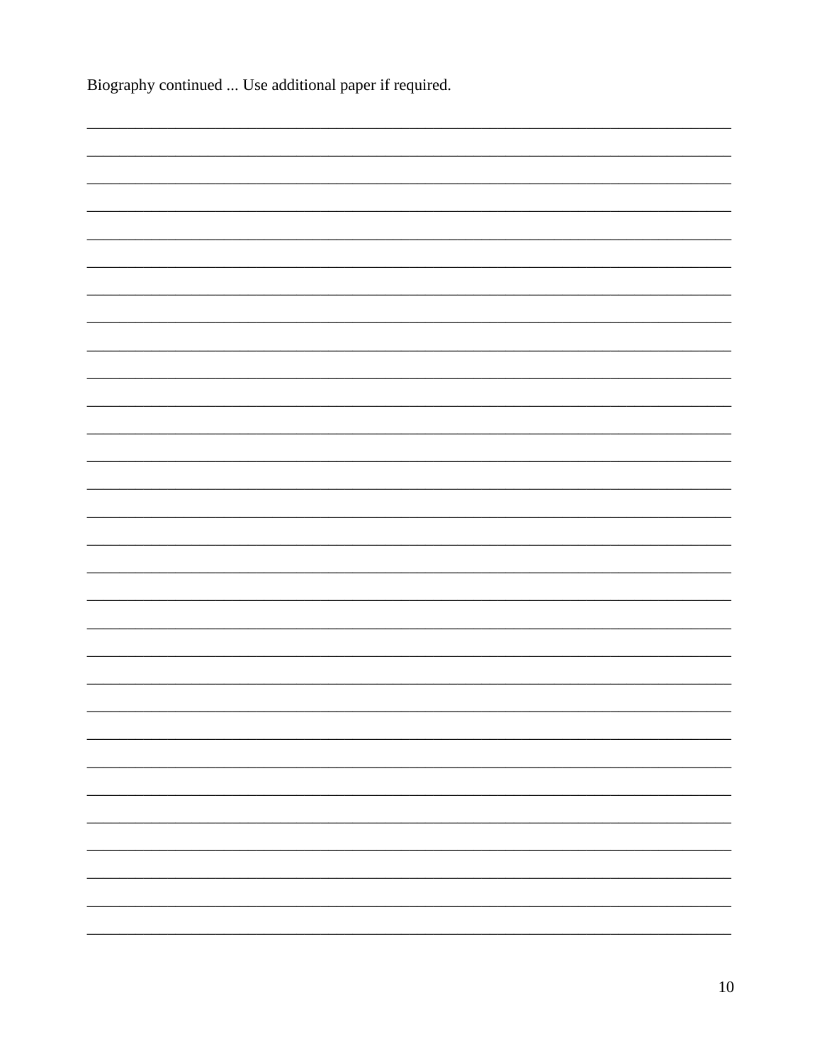Biography continued ... Use additional paper if required.

______________________________________________________________________________

______________________________________________________________________________

______________________________________________________________________________

______________________________________________________________________________

______________________________________________________________________________

______________________________________________________________________________

______________________________________________________________________________

______________________________________________________________________________

______________________________________________________________________________

______________________________________________________________________________

______________________________________________________________________________

______________________________________________________________________________

______________________________________________________________________________

______________________________________________________________________________

______________________________________________________________________________

______________________________________________________________________________

______________________________________________________________________________

______________________________________________________________________________

______________________________________________________________________________

______________________________________________________________________________

______________________________________________________________________________

______________________________________________________________________________

______________________________________________________________________________

______________________________________________________________________________

______________________________________________________________________________

______________________________________________________________________________

______________________________________________________________________________

______________________________________________________________________________

______________________________________________________________________________

______________________________________________________________________________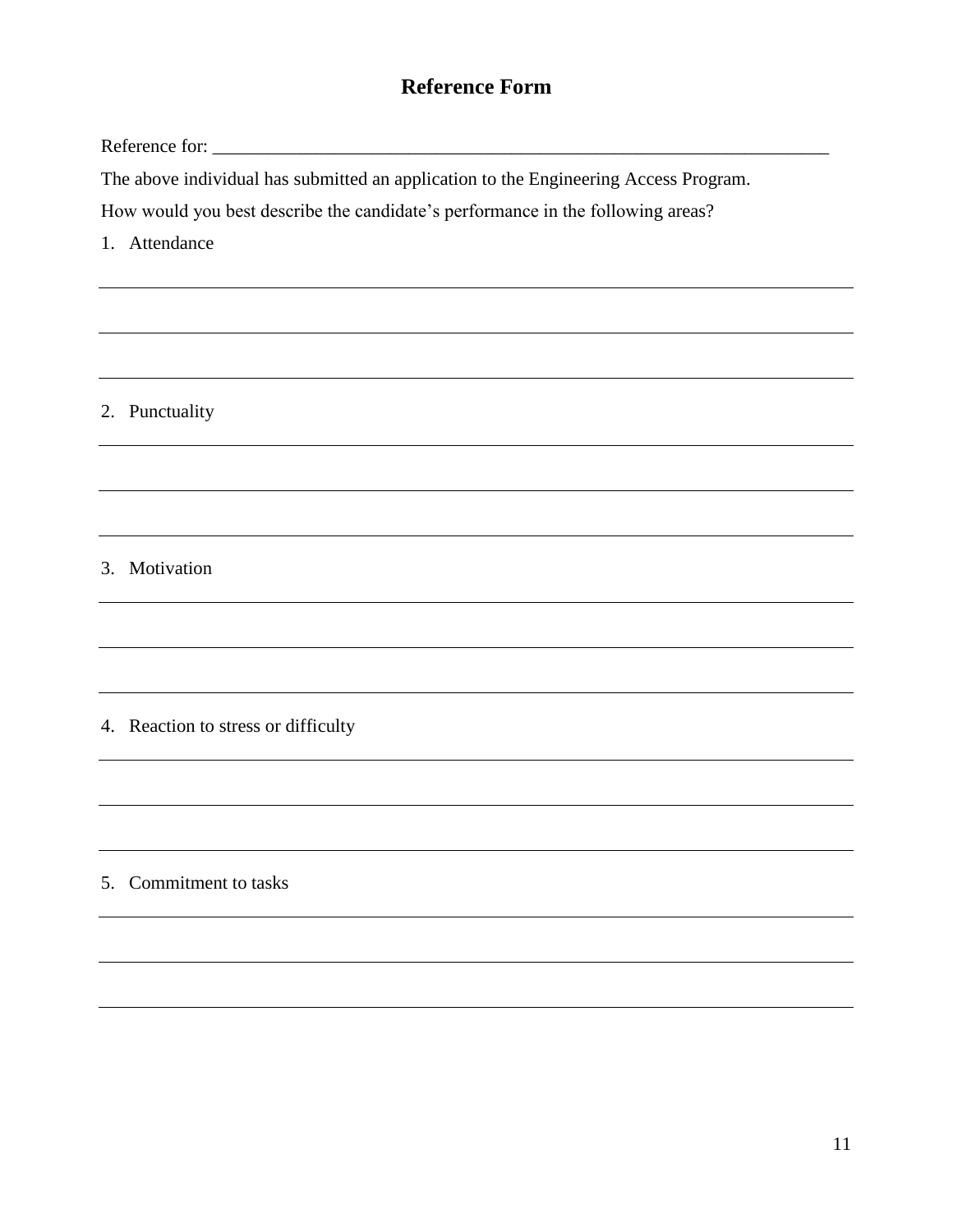# Reference Form

Reference for: ______________________________________________________________________

The above individual has submitted an application to the Engineering Access Program.

How would you best describe the candidate's performance in the following areas?

1. Attendance

___

___

___

2. Punctuality

___

___

___

3. Motivation

___

___

___

4. Reaction to stress or difficulty

___

___

___

5. Commitment to tasks

___

___

___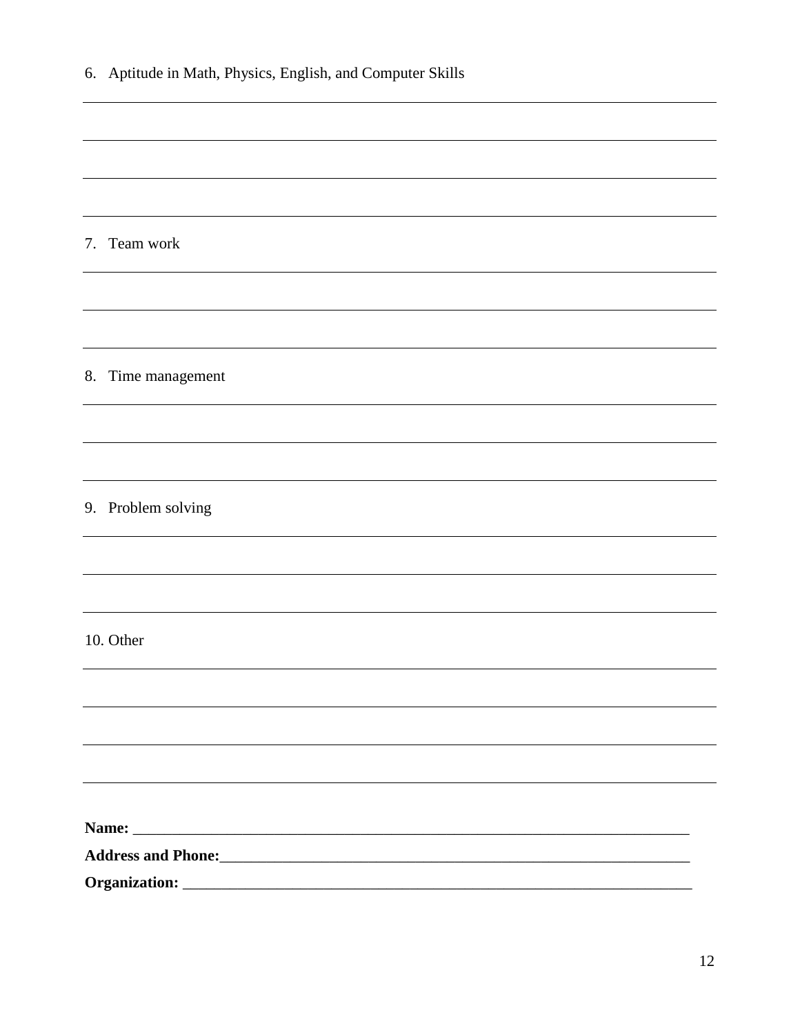6. Aptitude in Math, Physics, English, and Computer Skills

______________________________________________________________________________

______________________________________________________________________________

______________________________________________________________________________

______________________________________________________________________________

7. Team work

______________________________________________________________________________

______________________________________________________________________________

______________________________________________________________________________

8. Time management

______________________________________________________________________________

______________________________________________________________________________

______________________________________________________________________________

9. Problem solving

______________________________________________________________________________

______________________________________________________________________________

______________________________________________________________________________

10. Other

______________________________________________________________________________

______________________________________________________________________________

______________________________________________________________________________

______________________________________________________________________________

**Name:** ______________________________________________________________________

**Address and Phone:**_________________________________________________________

**Organization:** _______________________________________________________________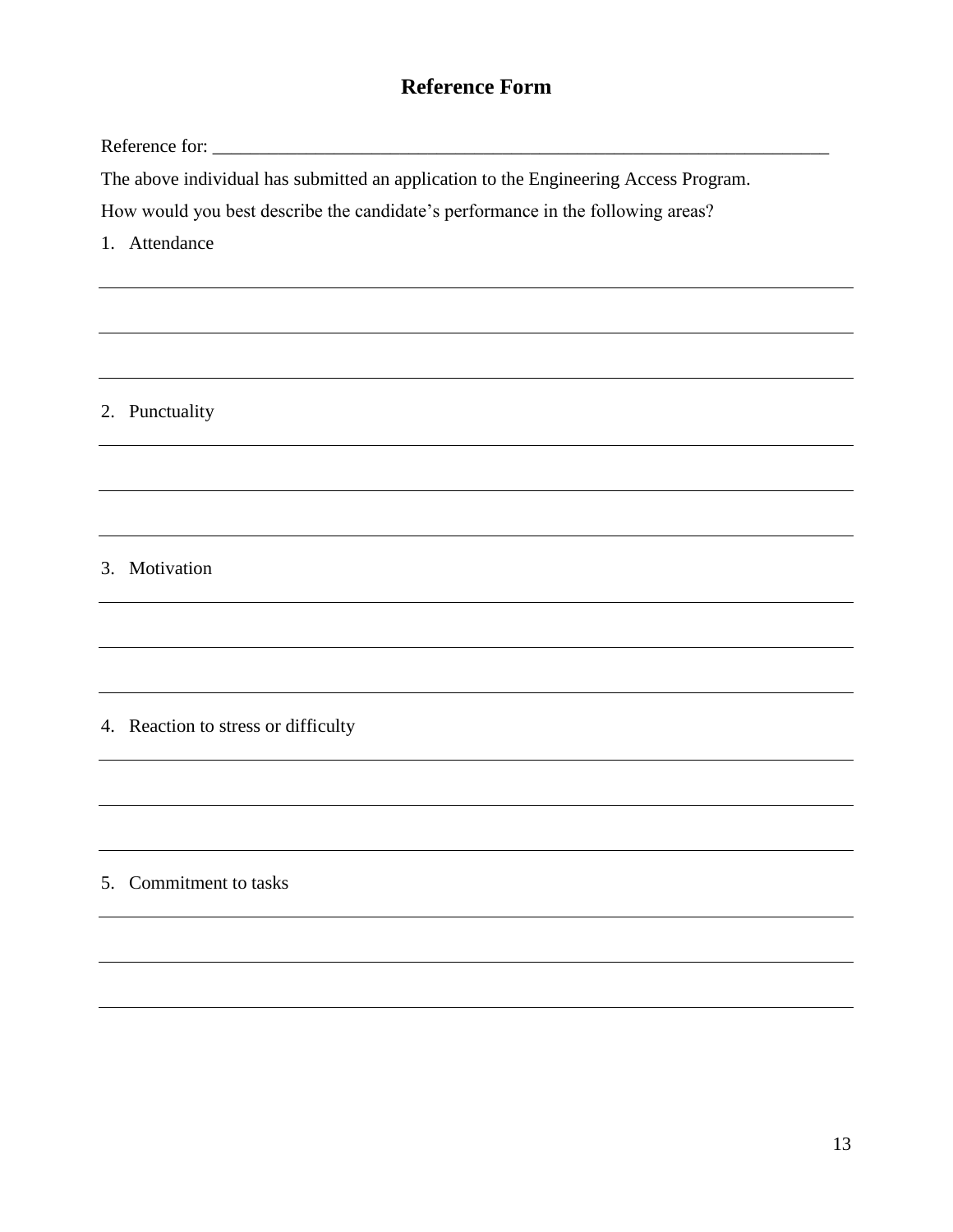# Reference Form

Reference for: ___________________________________________________________________

The above individual has submitted an application to the Engineering Access Program.

How would you best describe the candidate's performance in the following areas?

1. Attendance

___________________________________________________________________

___________________________________________________________________

___________________________________________________________________

2. Punctuality

___________________________________________________________________

___________________________________________________________________

___________________________________________________________________

3. Motivation

___________________________________________________________________

___________________________________________________________________

___________________________________________________________________

4. Reaction to stress or difficulty

___________________________________________________________________

___________________________________________________________________

___________________________________________________________________

5. Commitment to tasks

___________________________________________________________________

___________________________________________________________________

___________________________________________________________________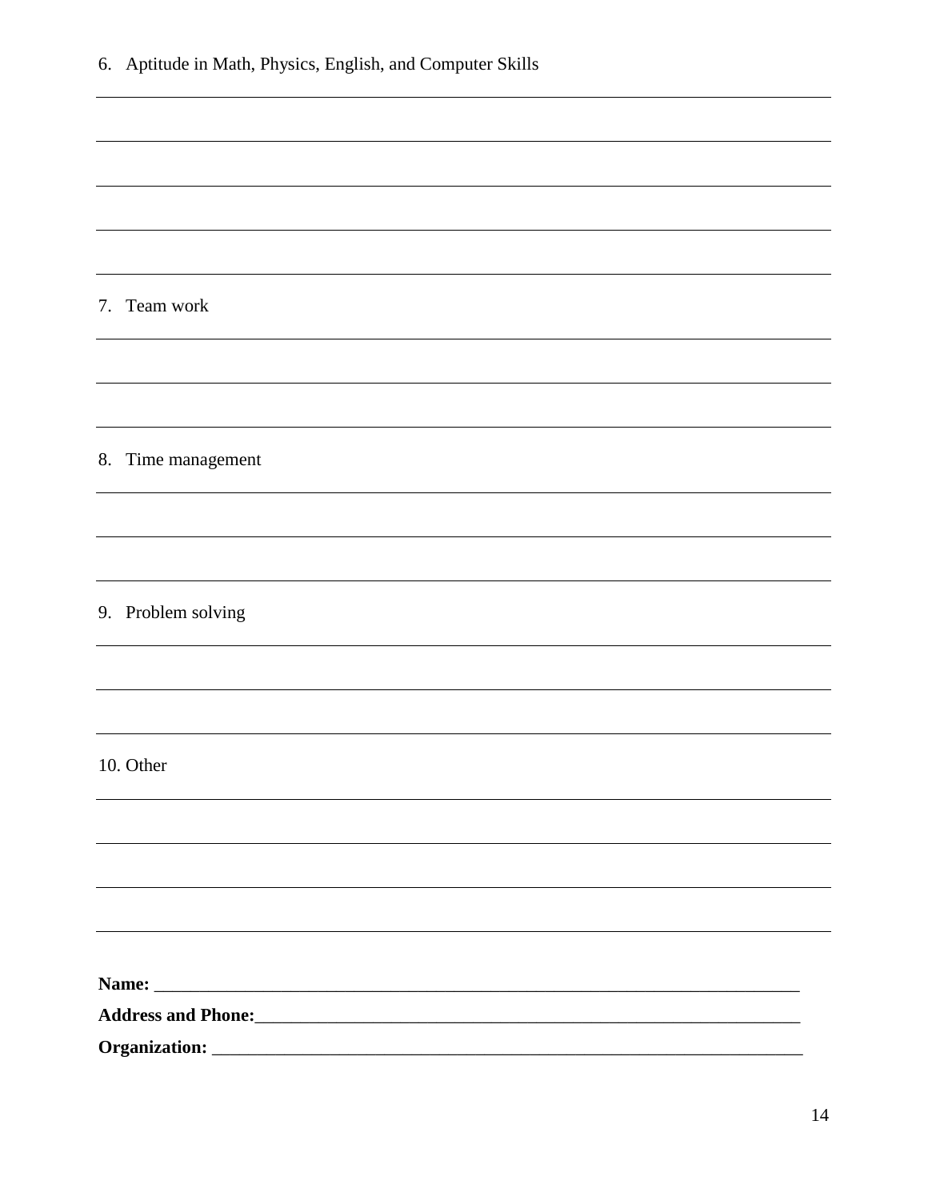6. Aptitude in Math, Physics, English, and Computer Skills

7. Team work

8. Time management

9. Problem solving

10. Other

**Name:** ______________________________________________________________

**Address and Phone:**____________________________________________________

**Organization:** _________________________________________________________